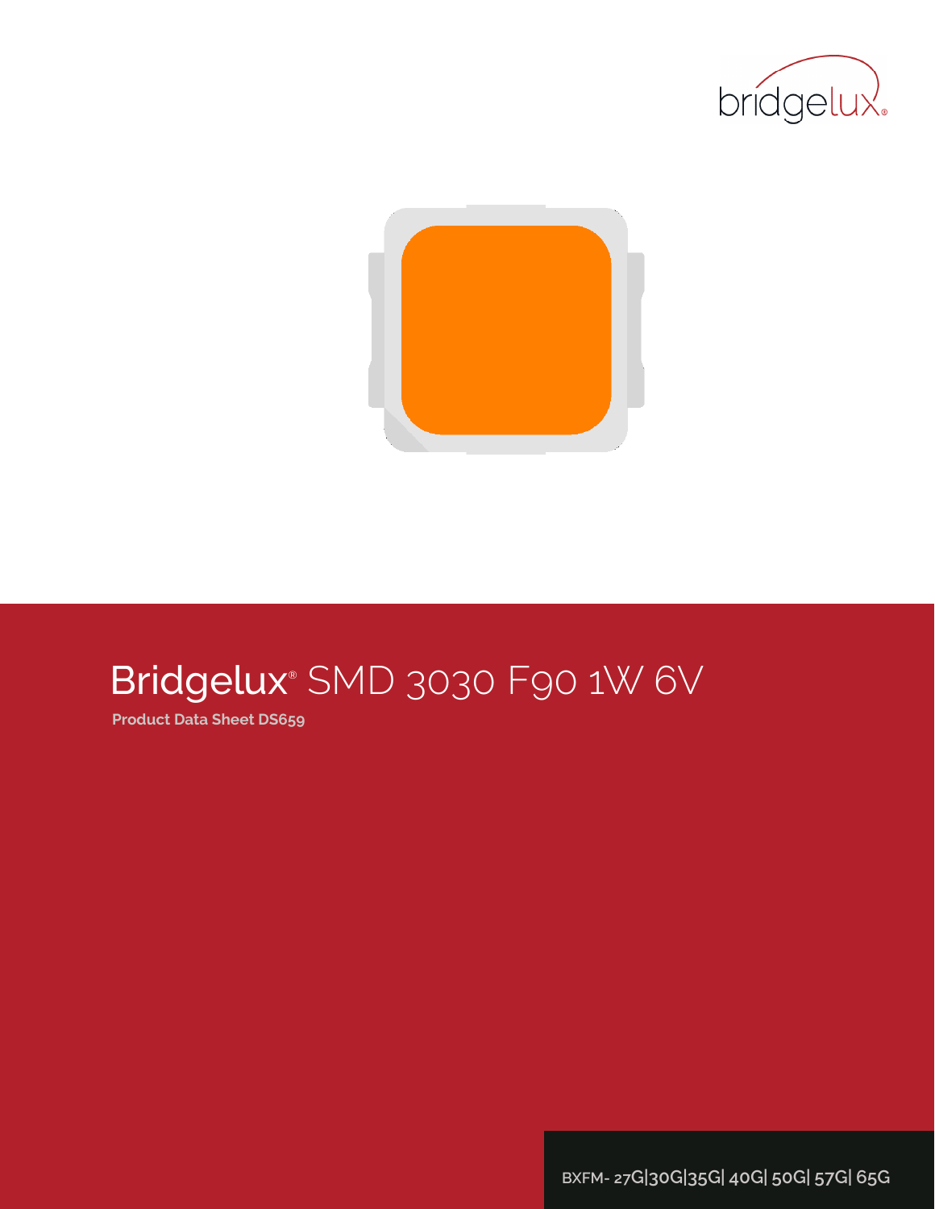bridgelux®

# Bridgelux® SMD 3030 F90 1W 6V

**Product Data Sheet DS659**

BXFM- 27G|30G|35G| 40G| 50G| 57G| 65G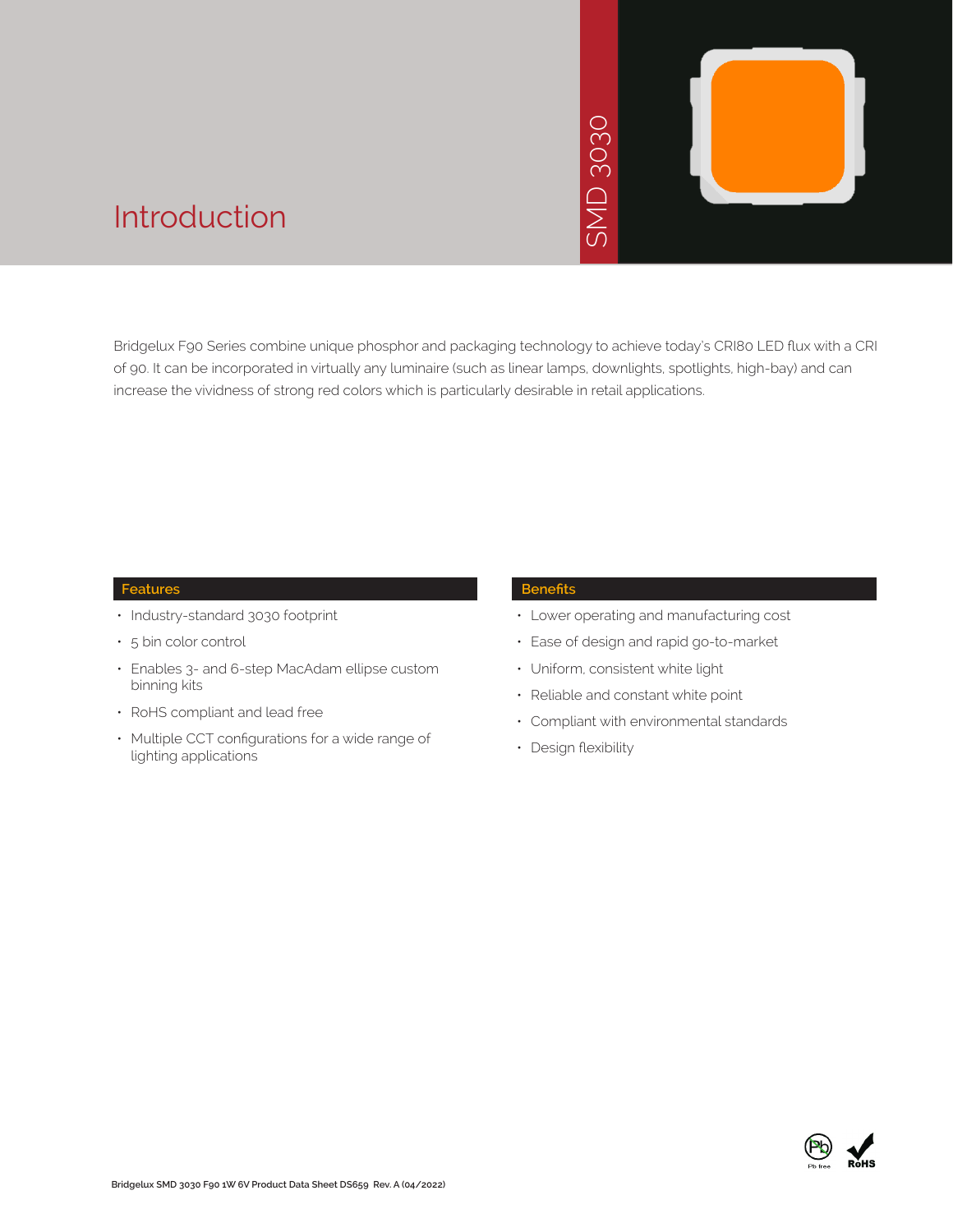# Introduction

SMD 3030

Bridgelux F90 Series combine unique phosphor and packaging technology to achieve today's CRI80 LED flux with a CRI of 90. It can be incorporated in virtually any luminaire (such as linear lamps, downlights, spotlights, high-bay) and can increase the vividness of strong red colors which is particularly desirable in retail applications.

## Features

- Industry-standard 3030 footprint
- 5 bin color control
- Enables 3- and 6-step MacAdam ellipse custom binning kits
- RoHS compliant and lead free
- Multiple CCT configurations for a wide range of lighting applications

## Benefits

- Lower operating and manufacturing cost
- Ease of design and rapid go-to-market
- Uniform, consistent white light
- Reliable and constant white point
- Compliant with environmental standards
- Design flexibility

Pb free RoHS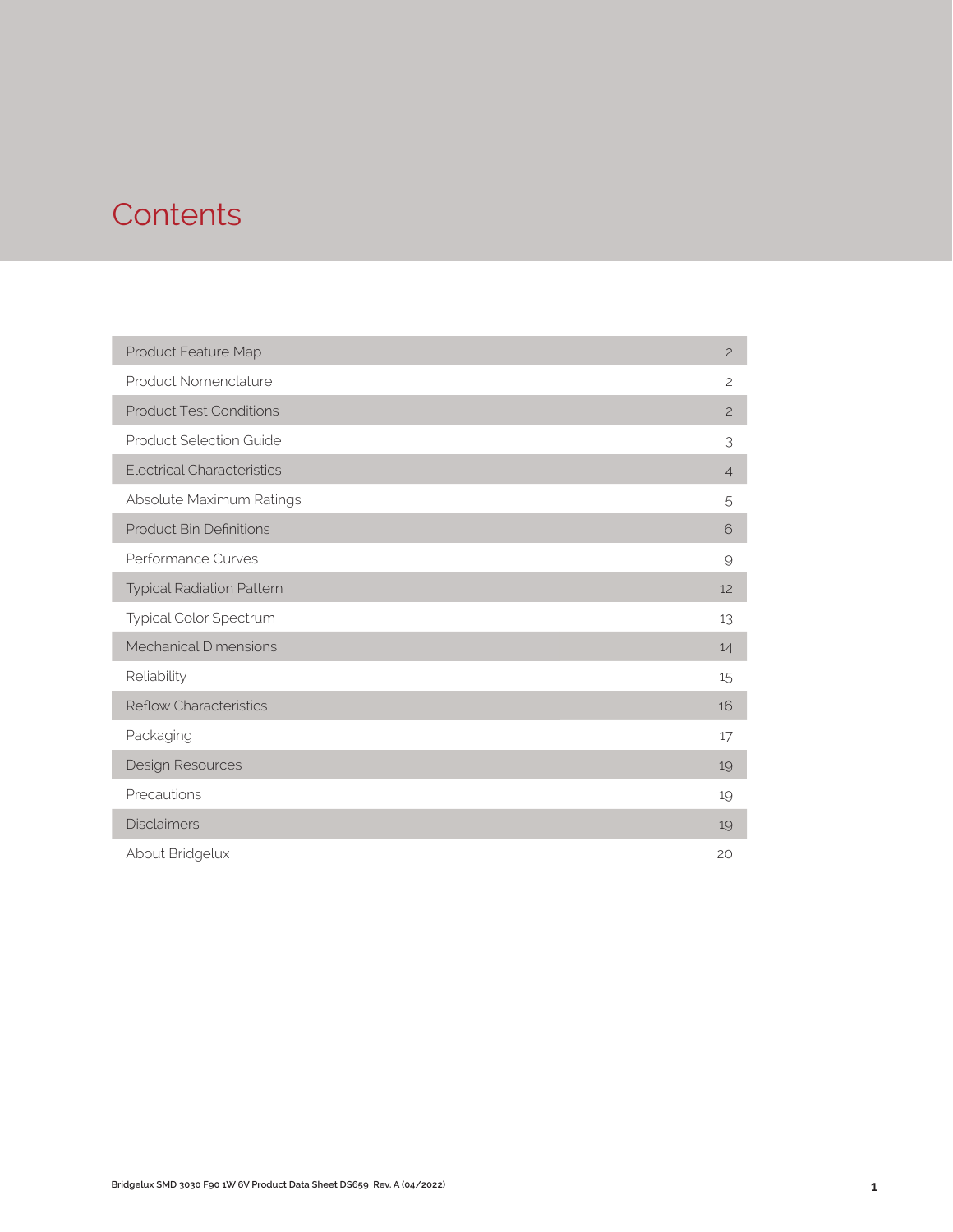# Contents

| Section | Page |
| --- | --- |
| Product Feature Map | 2 |
| Product Nomenclature | 2 |
| Product Test Conditions | 2 |
| Product Selection Guide | 3 |
| Electrical Characteristics | 4 |
| Absolute Maximum Ratings | 5 |
| Product Bin Definitions | 6 |
| Performance Curves | 9 |
| Typical Radiation Pattern | 12 |
| Typical Color Spectrum | 13 |
| Mechanical Dimensions | 14 |
| Reliability | 15 |
| Reflow Characteristics | 16 |
| Packaging | 17 |
| Design Resources | 19 |
| Precautions | 19 |
| Disclaimers | 19 |
| About Bridgelux | 20 |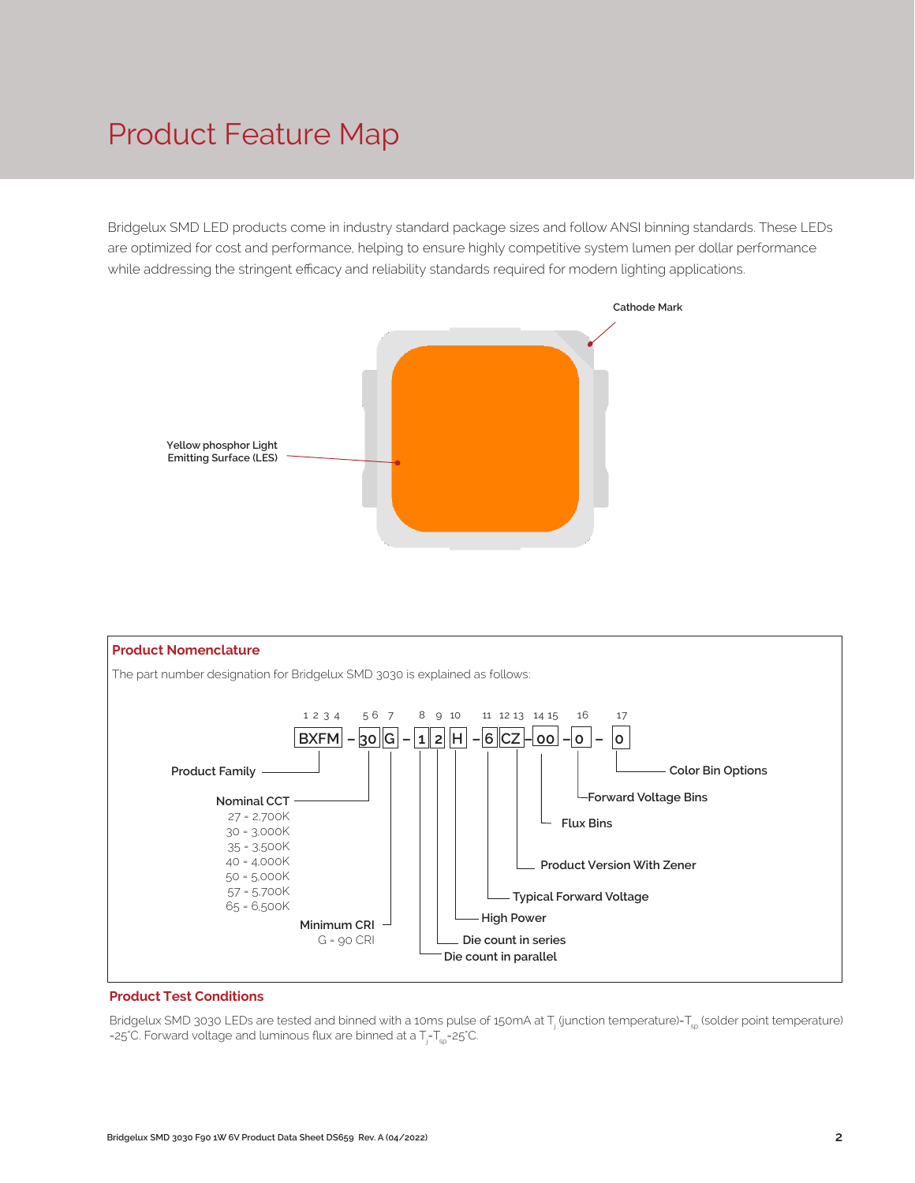# Product Feature Map

Bridgelux SMD LED products come in industry standard package sizes and follow ANSI binning standards. These LEDs are optimized for cost and performance, helping to ensure highly competitive system lumen per dollar performance while addressing the stringent efficacy and reliability standards required for modern lighting applications.

Cathode Mark

Yellow phosphor Light Emitting Surface (LES)

## Product Nomenclature

The part number designation for Bridgelux SMD 3030 is explained as follows:

BXFM – 30 G – 1 2 H – 6 CZ – 00 – 0 – 0

| Digits | Code | Description |
|---|---|---|
| 1 2 3 4 | BXFM | Product Family |
| 5 6 | 30 | Nominal CCT |
| 7 | G | Minimum CRI |
| 8 | 1 | Die count in parallel |
| 9 | 2 | Die count in series |
| 10 | H | High Power |
| 11 | 6 | Typical Forward Voltage |
| 12 13 | CZ | Product Version With Zener |
| 14 15 | 00 | Flux Bins |
| 16 | 0 | Forward Voltage Bins |
| 17 | 0 | Color Bin Options |

Nominal CCT
- 27 = 2,700K
- 30 = 3,000K
- 35 = 3,500K
- 40 = 4,000K
- 50 = 5,000K
- 57 = 5,700K
- 65 = 6,500K

Minimum CRI
- G = 90 CRI

## Product Test Conditions

Bridgelux SMD 3030 LEDs are tested and binned with a 10ms pulse of 150mA at $T_j$ (junction temperature)=$T_{sp}$ (solder point temperature) =25°C. Forward voltage and luminous flux are binned at a $T_j$=$T_{sp}$=25°C.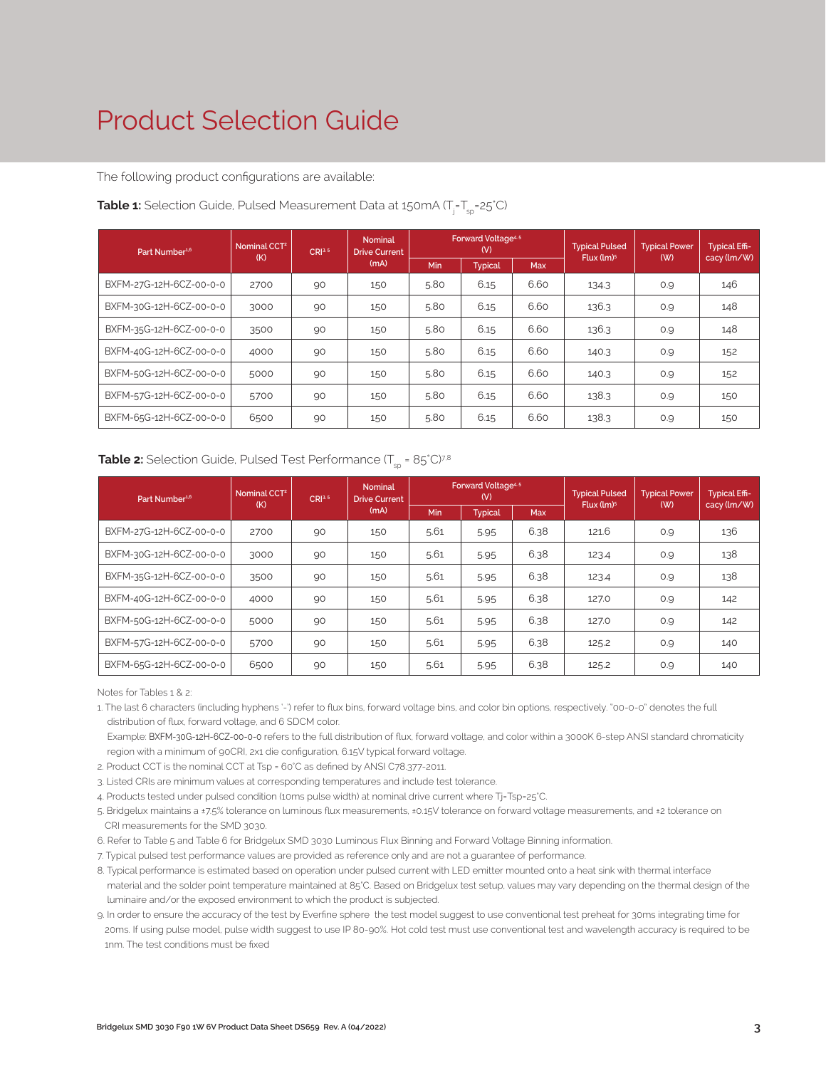# Product Selection Guide

The following product configurations are available:

**Table 1:** Selection Guide, Pulsed Measurement Data at 150mA ($T_j$=$T_{sp}$=25°C)

| Part Number[1,6] | Nominal CCT[2] (K) | CRI[3,5] | Nominal Drive Current (mA) | Forward Voltage[4,5] (V) | | | Typical Pulsed Flux (lm)[5] | Typical Power (W) | Typical Efficacy (lm/W) |
|---|---|---|---|---|---|---|---|---|---|
| | | | | Min | Typical | Max | | | |
| BXFM-27G-12H-6CZ-00-0-0 | 2700 | 90 | 150 | 5.80 | 6.15 | 6.60 | 134.3 | 0.9 | 146 |
| BXFM-30G-12H-6CZ-00-0-0 | 3000 | 90 | 150 | 5.80 | 6.15 | 6.60 | 136.3 | 0.9 | 148 |
| BXFM-35G-12H-6CZ-00-0-0 | 3500 | 90 | 150 | 5.80 | 6.15 | 6.60 | 136.3 | 0.9 | 148 |
| BXFM-40G-12H-6CZ-00-0-0 | 4000 | 90 | 150 | 5.80 | 6.15 | 6.60 | 140.3 | 0.9 | 152 |
| BXFM-50G-12H-6CZ-00-0-0 | 5000 | 90 | 150 | 5.80 | 6.15 | 6.60 | 140.3 | 0.9 | 152 |
| BXFM-57G-12H-6CZ-00-0-0 | 5700 | 90 | 150 | 5.80 | 6.15 | 6.60 | 138.3 | 0.9 | 150 |
| BXFM-65G-12H-6CZ-00-0-0 | 6500 | 90 | 150 | 5.80 | 6.15 | 6.60 | 138.3 | 0.9 | 150 |

**Table 2:** Selection Guide, Pulsed Test Performance ($T_{sp}$ = 85°C)[7,8]

| Part Number[1,6] | Nominal CCT[2] (K) | CRI[3,5] | Nominal Drive Current (mA) | Forward Voltage[4,5] (V) | | | Typical Pulsed Flux (lm)[5] | Typical Power (W) | Typical Efficacy (lm/W) |
|---|---|---|---|---|---|---|---|---|---|
| | | | | Min | Typical | Max | | | |
| BXFM-27G-12H-6CZ-00-0-0 | 2700 | 90 | 150 | 5.61 | 5.95 | 6.38 | 121.6 | 0.9 | 136 |
| BXFM-30G-12H-6CZ-00-0-0 | 3000 | 90 | 150 | 5.61 | 5.95 | 6.38 | 123.4 | 0.9 | 138 |
| BXFM-35G-12H-6CZ-00-0-0 | 3500 | 90 | 150 | 5.61 | 5.95 | 6.38 | 123.4 | 0.9 | 138 |
| BXFM-40G-12H-6CZ-00-0-0 | 4000 | 90 | 150 | 5.61 | 5.95 | 6.38 | 127.0 | 0.9 | 142 |
| BXFM-50G-12H-6CZ-00-0-0 | 5000 | 90 | 150 | 5.61 | 5.95 | 6.38 | 127.0 | 0.9 | 142 |
| BXFM-57G-12H-6CZ-00-0-0 | 5700 | 90 | 150 | 5.61 | 5.95 | 6.38 | 125.2 | 0.9 | 140 |
| BXFM-65G-12H-6CZ-00-0-0 | 6500 | 90 | 150 | 5.61 | 5.95 | 6.38 | 125.2 | 0.9 | 140 |

Notes for Tables 1 & 2:

1. The last 6 characters (including hyphens '-') refer to flux bins, forward voltage bins, and color bin options, respectively. "00-0-0" denotes the full distribution of flux, forward voltage, and 6 SDCM color.
   Example: BXFM-30G-12H-6CZ-00-0-0 refers to the full distribution of flux, forward voltage, and color within a 3000K 6-step ANSI standard chromaticity region with a minimum of 90CRI, 2x1 die configuration, 6.15V typical forward voltage.
2. Product CCT is the nominal CCT at Tsp = 60°C as defined by ANSI C78.377-2011.
3. Listed CRIs are minimum values at corresponding temperatures and include test tolerance.
4. Products tested under pulsed condition (10ms pulse width) at nominal drive current where Tj=Tsp=25°C.
5. Bridgelux maintains a ±7.5% tolerance on luminous flux measurements, ±0.15V tolerance on forward voltage measurements, and ±2 tolerance on CRI measurements for the SMD 3030.
6. Refer to Table 5 and Table 6 for Bridgelux SMD 3030 Luminous Flux Binning and Forward Voltage Binning information.
7. Typical pulsed test performance values are provided as reference only and are not a guarantee of performance.
8. Typical performance is estimated based on operation under pulsed current with LED emitter mounted onto a heat sink with thermal interface material and the solder point temperature maintained at 85°C. Based on Bridgelux test setup, values may vary depending on the thermal design of the luminaire and/or the exposed environment to which the product is subjected.
9. In order to ensure the accuracy of the test by Everfine sphere the test model suggest to use conventional test preheat for 30ms integrating time for 20ms. If using pulse model, pulse width suggest to use IP 80-90%. Hot cold test must use conventional test and wavelength accuracy is required to be 1nm. The test conditions must be fixed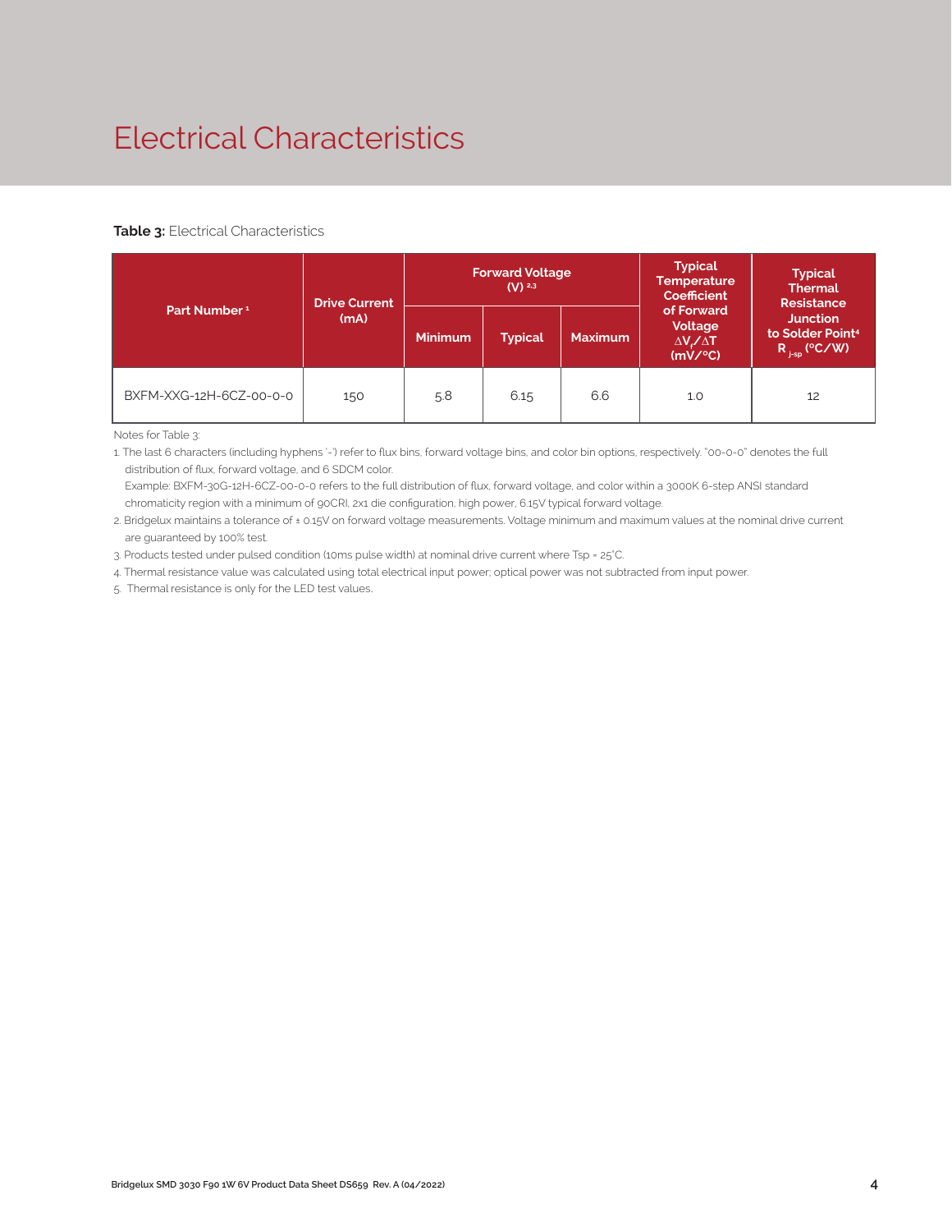# Electrical Characteristics

**Table 3:** Electrical Characteristics

| Part Number [1] | Drive Current (mA) | Forward Voltage (V) [2,3] | | | Typical Temperature Coefficient of Forward Voltage $\Delta V_f / \Delta T$ (mV/°C) | Typical Thermal Resistance Junction to Solder Point[4] $R_{j\text{-}sp}$ (°C/W) |
|---|---|---|---|---|---|---|
| | | Minimum | Typical | Maximum | | |
| BXFM-XXG-12H-6CZ-00-0-0 | 150 | 5.8 | 6.15 | 6.6 | 1.0 | 12 |

Notes for Table 3:

1. The last 6 characters (including hyphens '-') refer to flux bins, forward voltage bins, and color bin options, respectively. "00-0-0" denotes the full distribution of flux, forward voltage, and 6 SDCM color.
   Example: BXFM-30G-12H-6CZ-00-0-0 refers to the full distribution of flux, forward voltage, and color within a 3000K 6-step ANSI standard chromaticity region with a minimum of 90CRI, 2x1 die configuration, high power, 6.15V typical forward voltage.
2. Bridgelux maintains a tolerance of ± 0.15V on forward voltage measurements. Voltage minimum and maximum values at the nominal drive current are guaranteed by 100% test.
3. Products tested under pulsed condition (10ms pulse width) at nominal drive current where Tsp = 25°C.
4. Thermal resistance value was calculated using total electrical input power; optical power was not subtracted from input power.
5. Thermal resistance is only for the LED test values.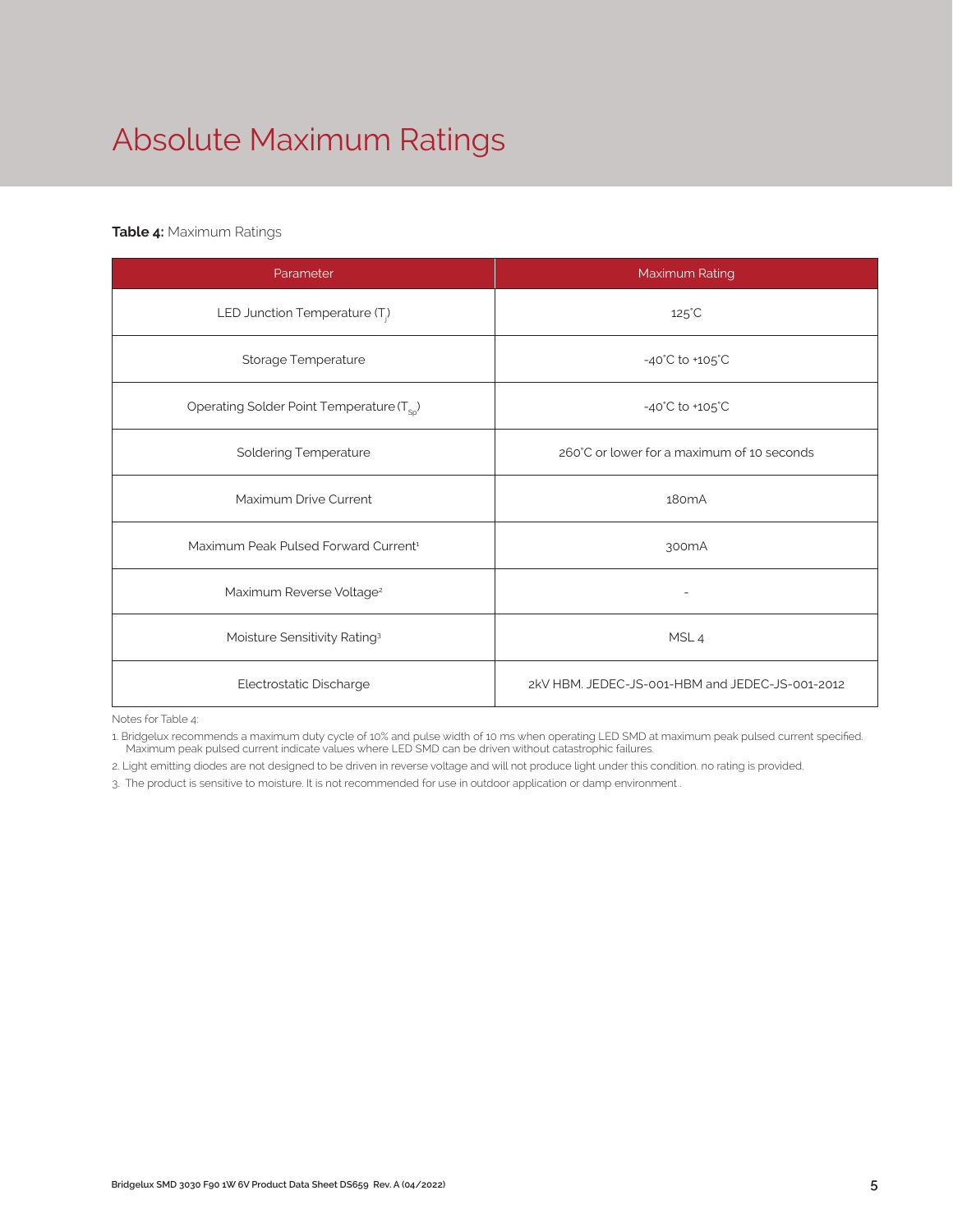# Absolute Maximum Ratings

**Table 4:** Maximum Ratings

| Parameter | Maximum Rating |
|---|---|
| LED Junction Temperature ($T_j$) | 125°C |
| Storage Temperature | -40°C to +105°C |
| Operating Solder Point Temperature ($T_{Sp}$) | -40°C to +105°C |
| Soldering Temperature | 260°C or lower for a maximum of 10 seconds |
| Maximum Drive Current | 180mA |
| Maximum Peak Pulsed Forward Current[1] | 300mA |
| Maximum Reverse Voltage[2] | - |
| Moisture Sensitivity Rating[3] | MSL 4 |
| Electrostatic Discharge | 2kV HBM. JEDEC-JS-001-HBM and JEDEC-JS-001-2012 |

Notes for Table 4:

1. Bridgelux recommends a maximum duty cycle of 10% and pulse width of 10 ms when operating LED SMD at maximum peak pulsed current specified. Maximum peak pulsed current indicate values where LED SMD can be driven without catastrophic failures.
2. Light emitting diodes are not designed to be driven in reverse voltage and will not produce light under this condition. no rating is provided.
3. The product is sensitive to moisture. It is not recommended for use in outdoor application or damp environment .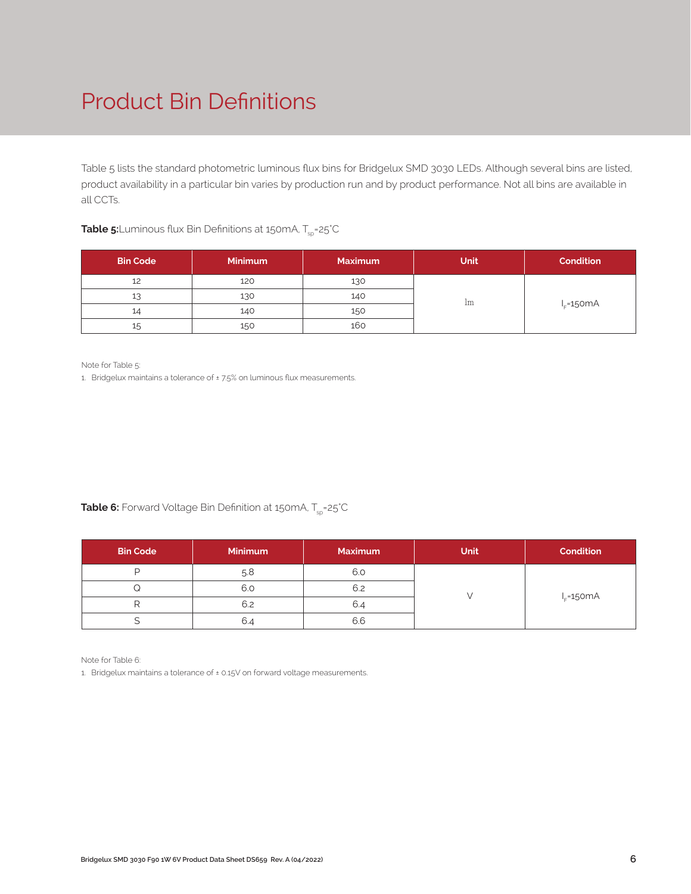# Product Bin Definitions

Table 5 lists the standard photometric luminous flux bins for Bridgelux SMD 3030 LEDs. Although several bins are listed, product availability in a particular bin varies by production run and by product performance. Not all bins are available in all CCTs.

**Table 5:** Luminous flux Bin Definitions at 150mA, $T_{sp}$=25°C

| Bin Code | Minimum | Maximum | Unit | Condition |
|---|---|---|---|---|
| 12 | 120 | 130 | lm | $I_F$=150mA |
| 13 | 130 | 140 | | |
| 14 | 140 | 150 | | |
| 15 | 150 | 160 | | |

Note for Table 5:

1. Bridgelux maintains a tolerance of ± 7.5% on luminous flux measurements.

**Table 6:** Forward Voltage Bin Definition at 150mA, $T_{sp}$=25°C

| Bin Code | Minimum | Maximum | Unit | Condition |
|---|---|---|---|---|
| P | 5.8 | 6.0 | V | $I_F$=150mA |
| Q | 6.0 | 6.2 | | |
| R | 6.2 | 6.4 | | |
| S | 6.4 | 6.6 | | |

Note for Table 6:

1. Bridgelux maintains a tolerance of ± 0.15V on forward voltage measurements.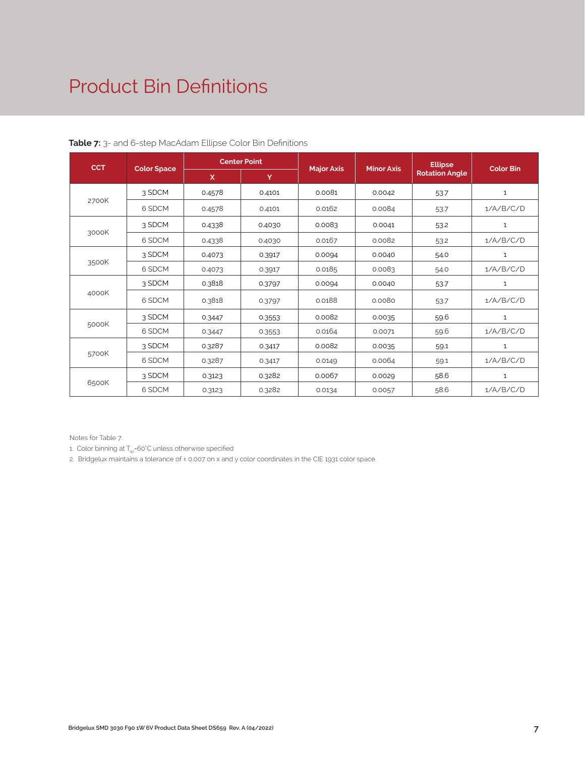# Product Bin Definitions

**Table 7:** 3- and 6-step MacAdam Ellipse Color Bin Definitions

| CCT | Color Space | Center Point | | Major Axis | Minor Axis | Ellipse Rotation Angle | Color Bin |
|---|---|---|---|---|---|---|---|
| | | X | Y | | | | |
| 2700K | 3 SDCM | 0.4578 | 0.4101 | 0.0081 | 0.0042 | 53.7 | 1 |
| | 6 SDCM | 0.4578 | 0.4101 | 0.0162 | 0.0084 | 53.7 | 1/A/B/C/D |
| 3000K | 3 SDCM | 0.4338 | 0.4030 | 0.0083 | 0.0041 | 53.2 | 1 |
| | 6 SDCM | 0.4338 | 0.4030 | 0.0167 | 0.0082 | 53.2 | 1/A/B/C/D |
| 3500K | 3 SDCM | 0.4073 | 0.3917 | 0.0094 | 0.0040 | 54.0 | 1 |
| | 6 SDCM | 0.4073 | 0.3917 | 0.0185 | 0.0083 | 54.0 | 1/A/B/C/D |
| 4000K | 3 SDCM | 0.3818 | 0.3797 | 0.0094 | 0.0040 | 53.7 | 1 |
| | 6 SDCM | 0.3818 | 0.3797 | 0.0188 | 0.0080 | 53.7 | 1/A/B/C/D |
| 5000K | 3 SDCM | 0.3447 | 0.3553 | 0.0082 | 0.0035 | 59.6 | 1 |
| | 6 SDCM | 0.3447 | 0.3553 | 0.0164 | 0.0071 | 59.6 | 1/A/B/C/D |
| 5700K | 3 SDCM | 0.3287 | 0.3417 | 0.0082 | 0.0035 | 59.1 | 1 |
| | 6 SDCM | 0.3287 | 0.3417 | 0.0149 | 0.0064 | 59.1 | 1/A/B/C/D |
| 6500K | 3 SDCM | 0.3123 | 0.3282 | 0.0067 | 0.0029 | 58.6 | 1 |
| | 6 SDCM | 0.3123 | 0.3282 | 0.0134 | 0.0057 | 58.6 | 1/A/B/C/D |

Notes for Table 7:

1. Color binning at $T_{sp}$=60°C unless otherwise specified
2. Bridgelux maintains a tolerance of ± 0.007 on x and y color coordinates in the CIE 1931 color space.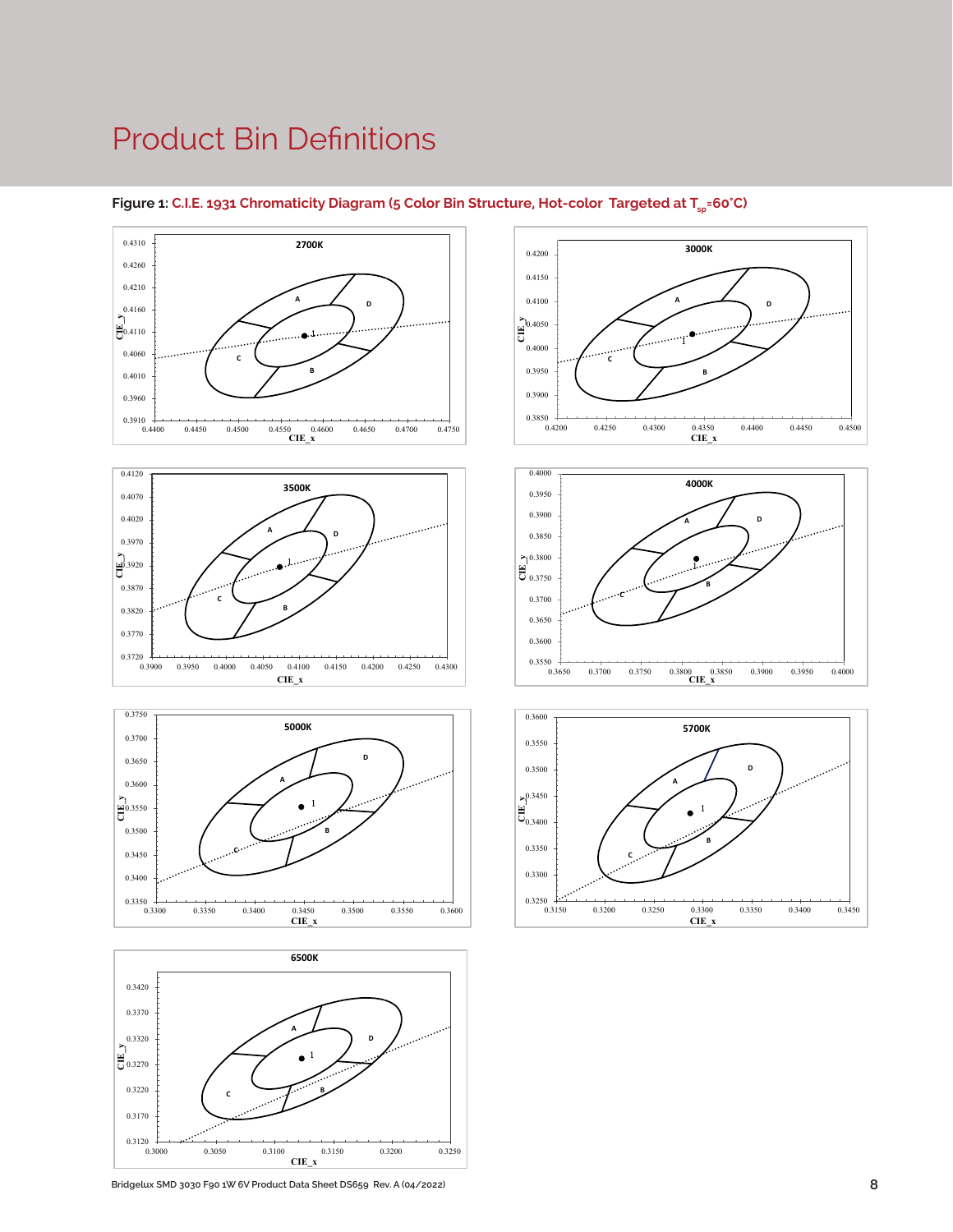# Product Bin Definitions

**Figure 1:** C.I.E. 1931 Chromaticity Diagram (5 Color Bin Structure, Hot-color Targeted at $T_{sp}$=60°C)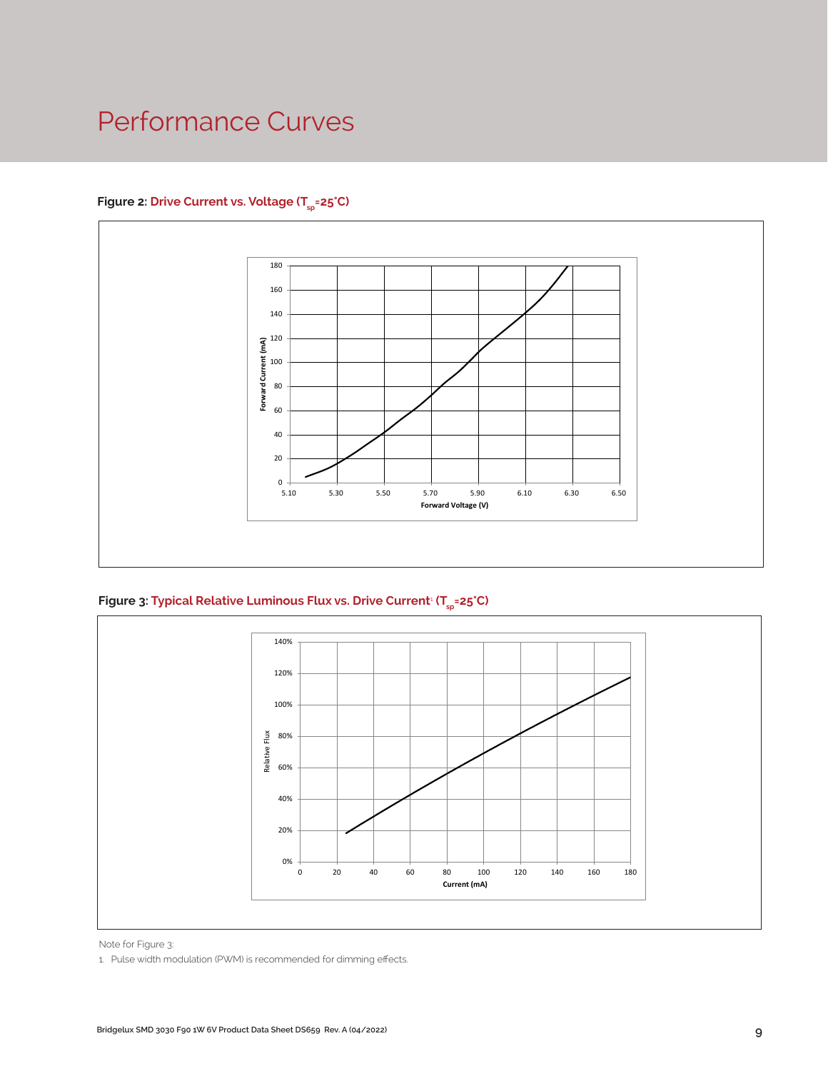# Performance Curves

**Figure 2:** Drive Current vs. Voltage ($T_{sp}$=25°C)

**Figure 3:** Typical Relative Luminous Flux vs. Drive Current[1] ($T_{sp}$=25°C)

Note for Figure 3:

1. Pulse width modulation (PWM) is recommended for dimming effects.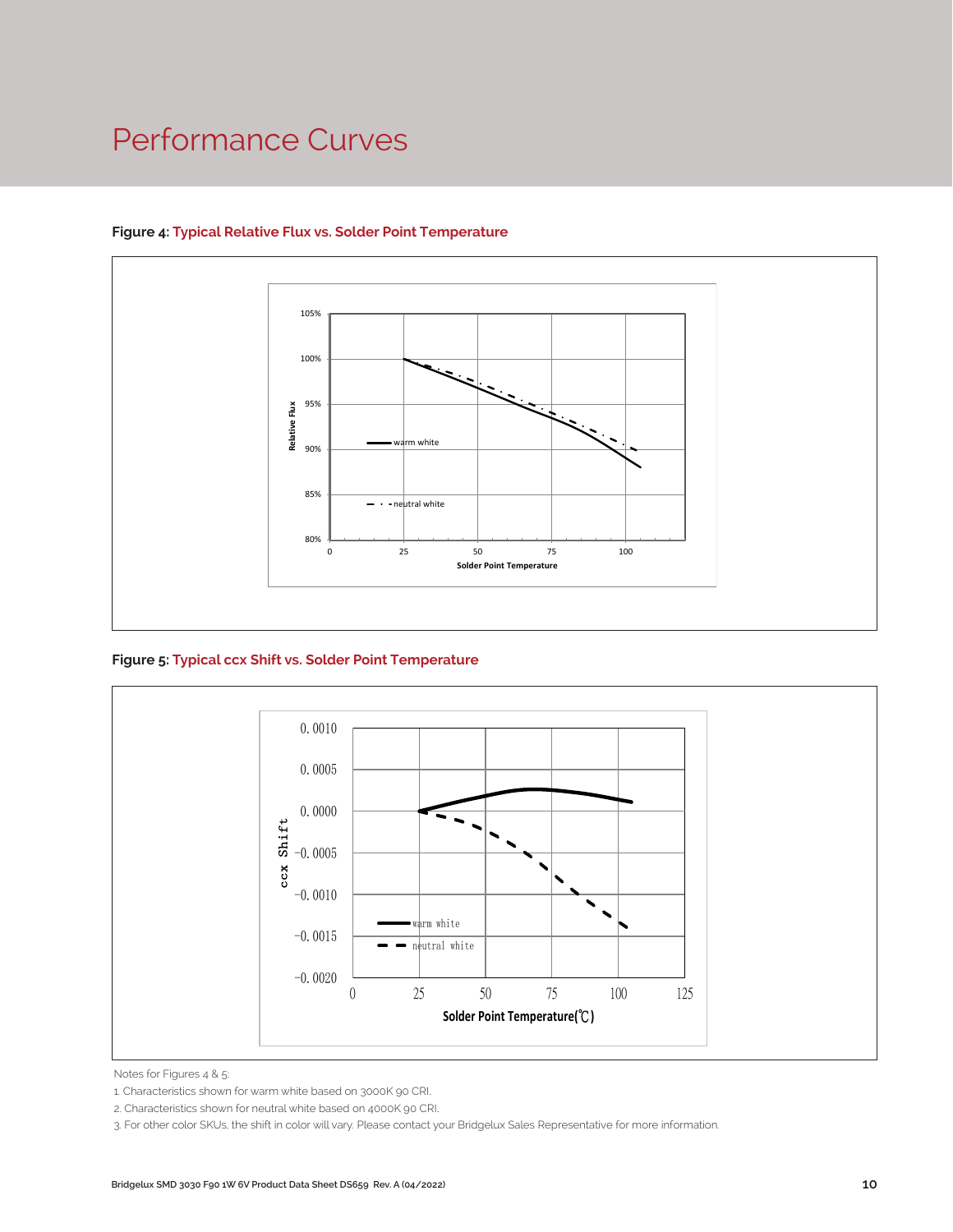# Performance Curves

**Figure 4: Typical Relative Flux vs. Solder Point Temperature**

**Figure 5: Typical ccx Shift vs. Solder Point Temperature**

Notes for Figures 4 & 5:

1. Characteristics shown for warm white based on 3000K 90 CRI.
2. Characteristics shown for neutral white based on 4000K 90 CRI.
3. For other color SKUs, the shift in color will vary. Please contact your Bridgelux Sales Representative for more information.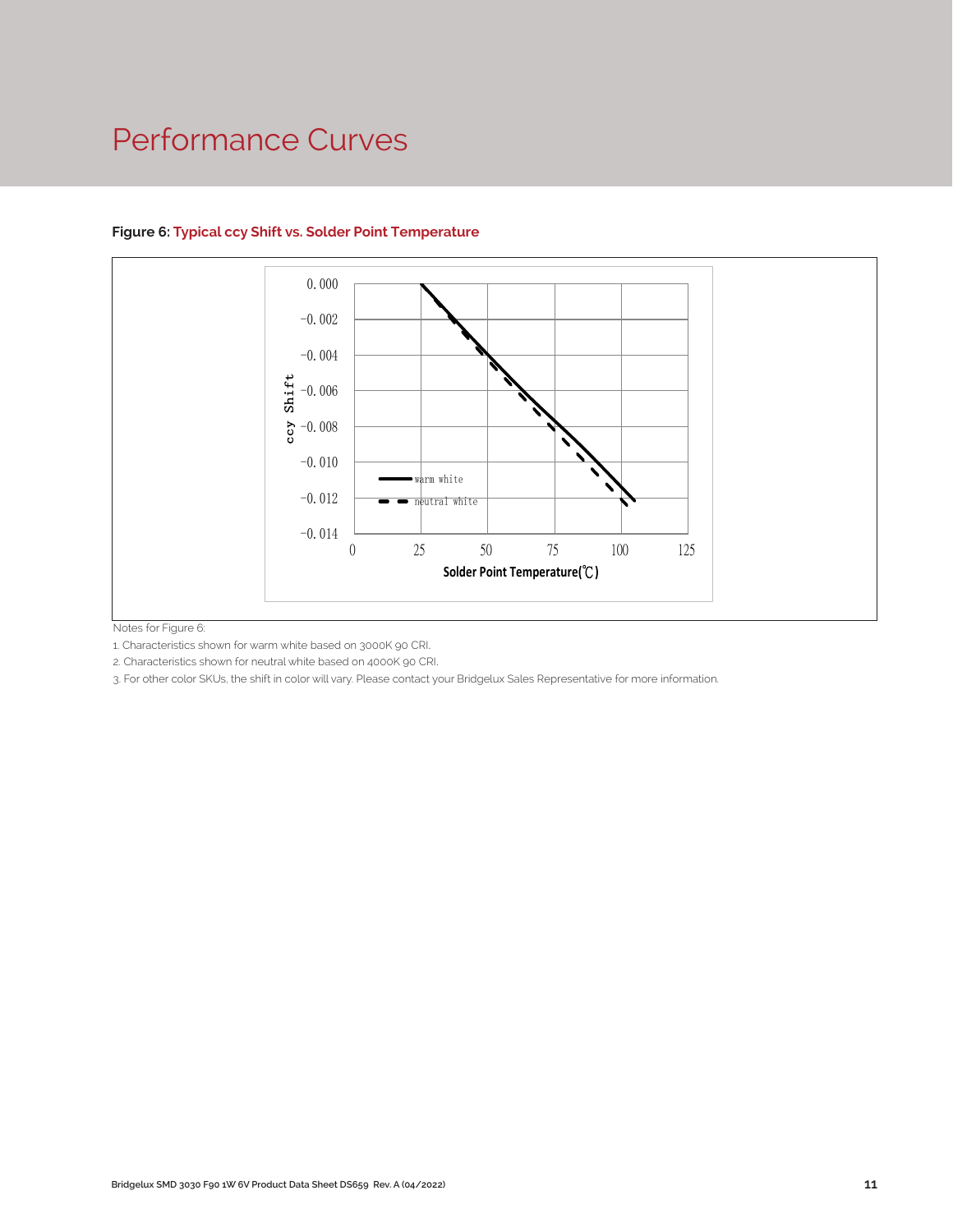# Performance Curves

**Figure 6: Typical ccy Shift vs. Solder Point Temperature**

Notes for Figure 6:

1. Characteristics shown for warm white based on 3000K 90 CRI.
2. Characteristics shown for neutral white based on 4000K 90 CRI.
3. For other color SKUs, the shift in color will vary. Please contact your Bridgelux Sales Representative for more information.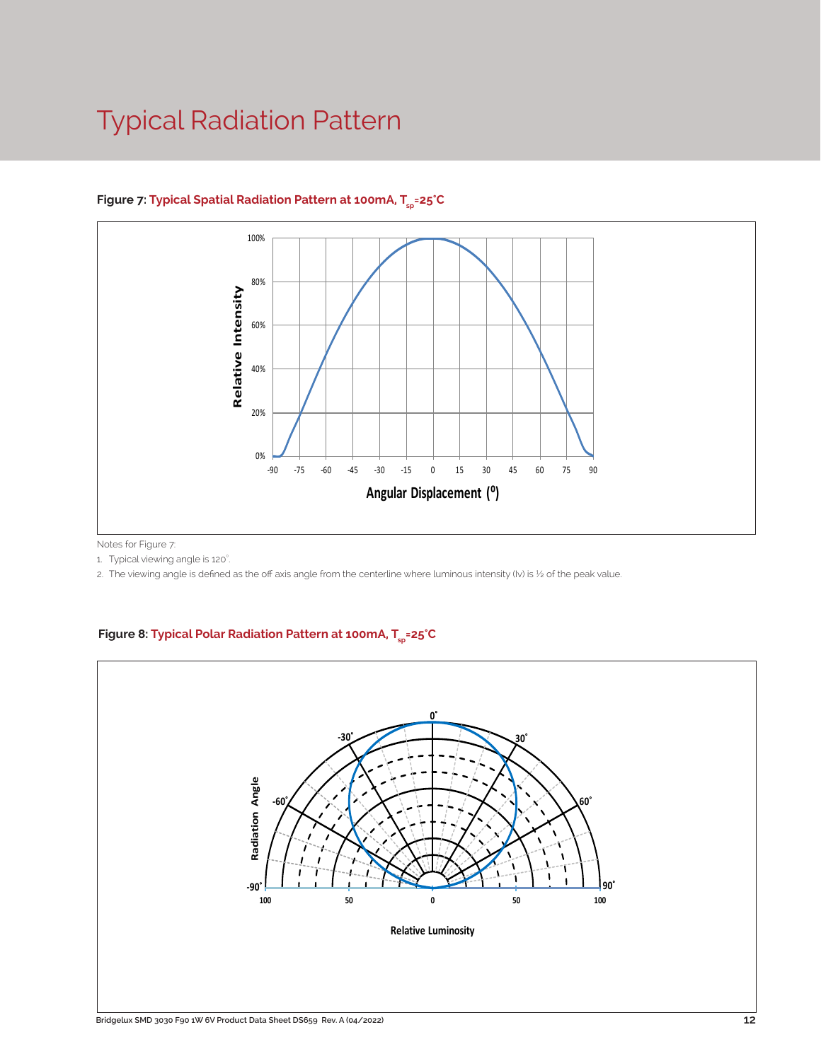# Typical Radiation Pattern

**Figure 7: Typical Spatial Radiation Pattern at 100mA, $T_{sp}$=25°C**

Notes for Figure 7:

1. Typical viewing angle is 120°.
2. The viewing angle is defined as the off axis angle from the centerline where luminous intensity (Iv) is ½ of the peak value.

**Figure 8: Typical Polar Radiation Pattern at 100mA, $T_{sp}$=25°C**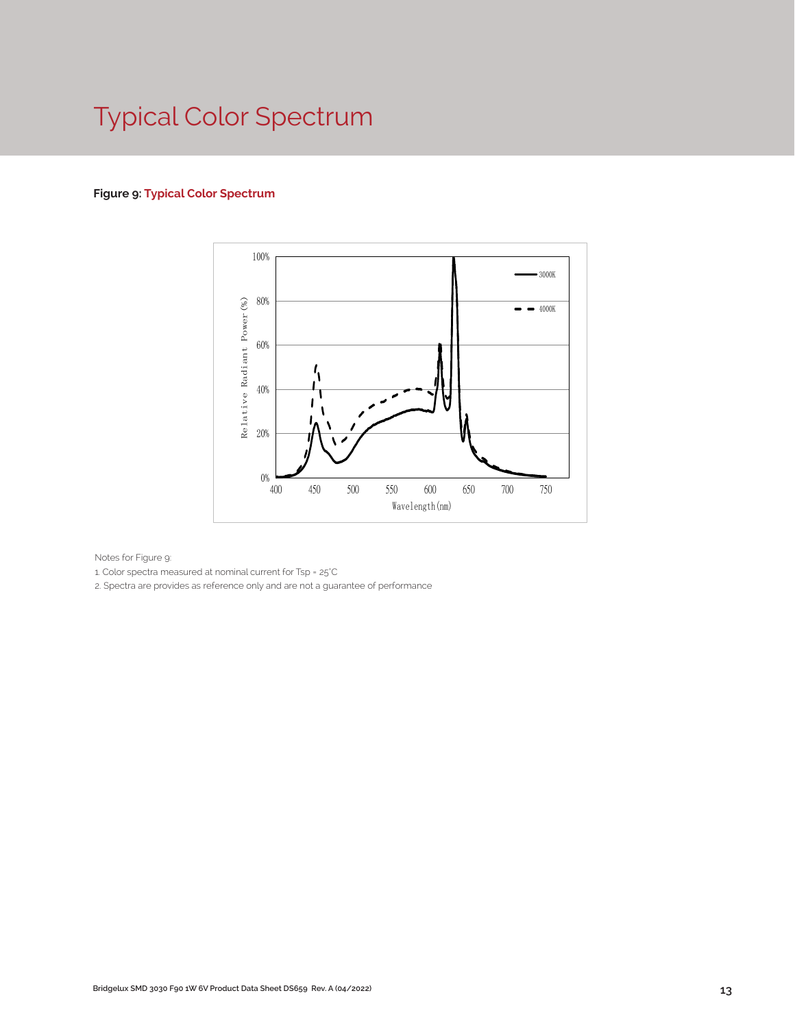# Typical Color Spectrum

**Figure 9: Typical Color Spectrum**

Notes for Figure 9:

1. Color spectra measured at nominal current for Tsp = 25°C
2. Spectra are provides as reference only and are not a guarantee of performance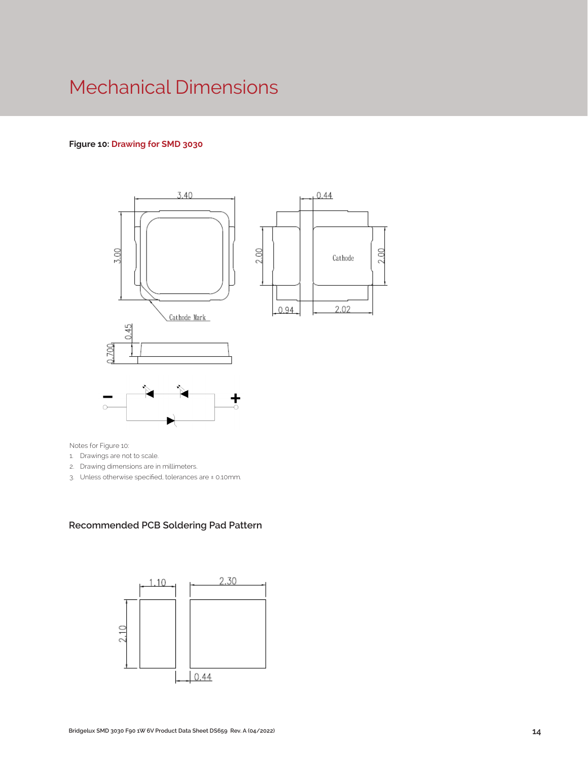# Mechanical Dimensions

**Figure 10: Drawing for SMD 3030**

Notes for Figure 10:

1. Drawings are not to scale.
2. Drawing dimensions are in millimeters.
3. Unless otherwise specified, tolerances are ± 0.10mm.

### Recommended PCB Soldering Pad Pattern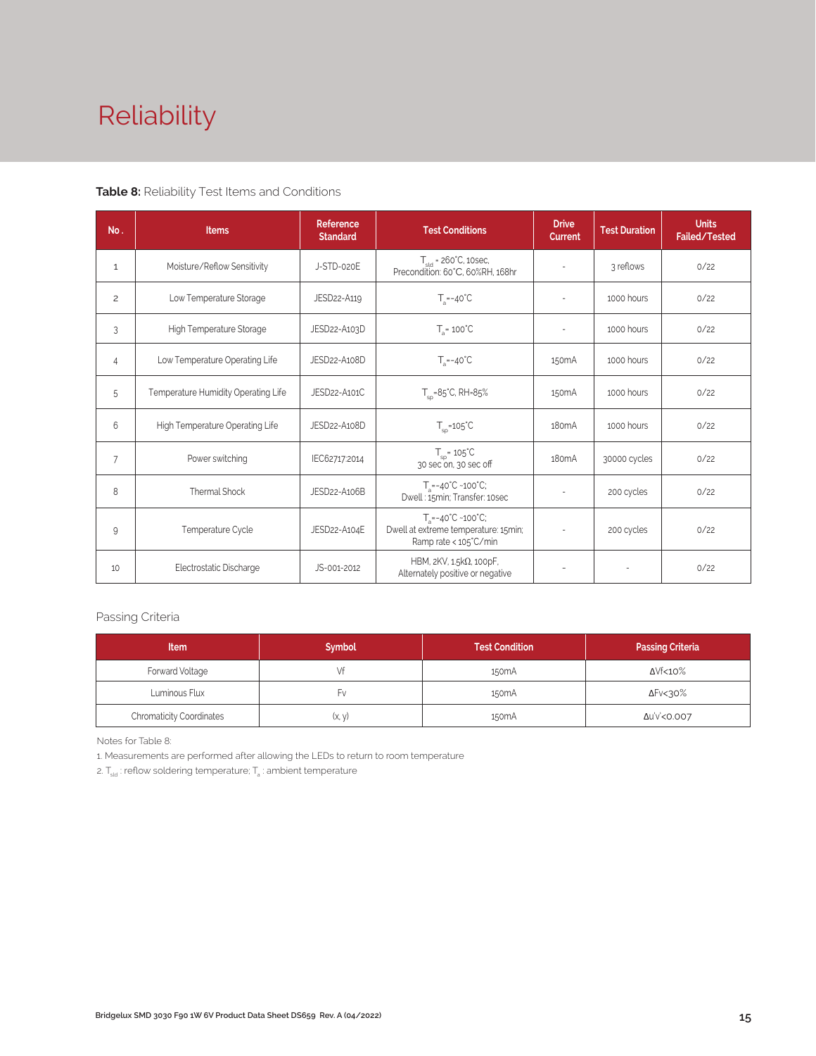# Reliability

**Table 8:** Reliability Test Items and Conditions

| No. | Items | Reference Standard | Test Conditions | Drive Current | Test Duration | Units Failed/Tested |
|---|---|---|---|---|---|---|
| 1 | Moisture/Reflow Sensitivity | J-STD-020E | $T_{sld}$ = 260°C, 10sec, Precondition: 60°C, 60%RH, 168hr | - | 3 reflows | 0/22 |
| 2 | Low Temperature Storage | JESD22-A119 | $T_a$=-40°C | - | 1000 hours | 0/22 |
| 3 | High Temperature Storage | JESD22-A103D | $T_a$= 100°C | - | 1000 hours | 0/22 |
| 4 | Low Temperature Operating Life | JESD22-A108D | $T_a$=-40°C | 150mA | 1000 hours | 0/22 |
| 5 | Temperature Humidity Operating Life | JESD22-A101C | $T_{sp}$=85°C, RH=85% | 150mA | 1000 hours | 0/22 |
| 6 | High Temperature Operating Life | JESD22-A108D | $T_{sp}$=105°C | 180mA | 1000 hours | 0/22 |
| 7 | Power switching | IEC62717:2014 | $T_{sp}$= 105°C 30 sec on, 30 sec off | 180mA | 30000 cycles | 0/22 |
| 8 | Thermal Shock | JESD22-A106B | $T_a$=-40°C ~100°C; Dwell : 15min; Transfer: 10sec | - | 200 cycles | 0/22 |
| 9 | Temperature Cycle | JESD22-A104E | $T_a$=-40°C ~100°C; Dwell at extreme temperature: 15min; Ramp rate < 105°C/min | - | 200 cycles | 0/22 |
| 10 | Electrostatic Discharge | JS-001-2012 | HBM, 2KV, 1.5kΩ, 100pF, Alternately positive or negative | - | - | 0/22 |

Passing Criteria

| Item | Symbol | Test Condition | Passing Criteria |
|---|---|---|---|
| Forward Voltage | Vf | 150mA | ΔVf<10% |
| Luminous Flux | Fv | 150mA | ΔFv<30% |
| Chromaticity Coordinates | (x, y) | 150mA | Δu'v'<0.007 |

Notes for Table 8:

1. Measurements are performed after allowing the LEDs to return to room temperature
2. $T_{sld}$ : reflow soldering temperature; $T_a$ : ambient temperature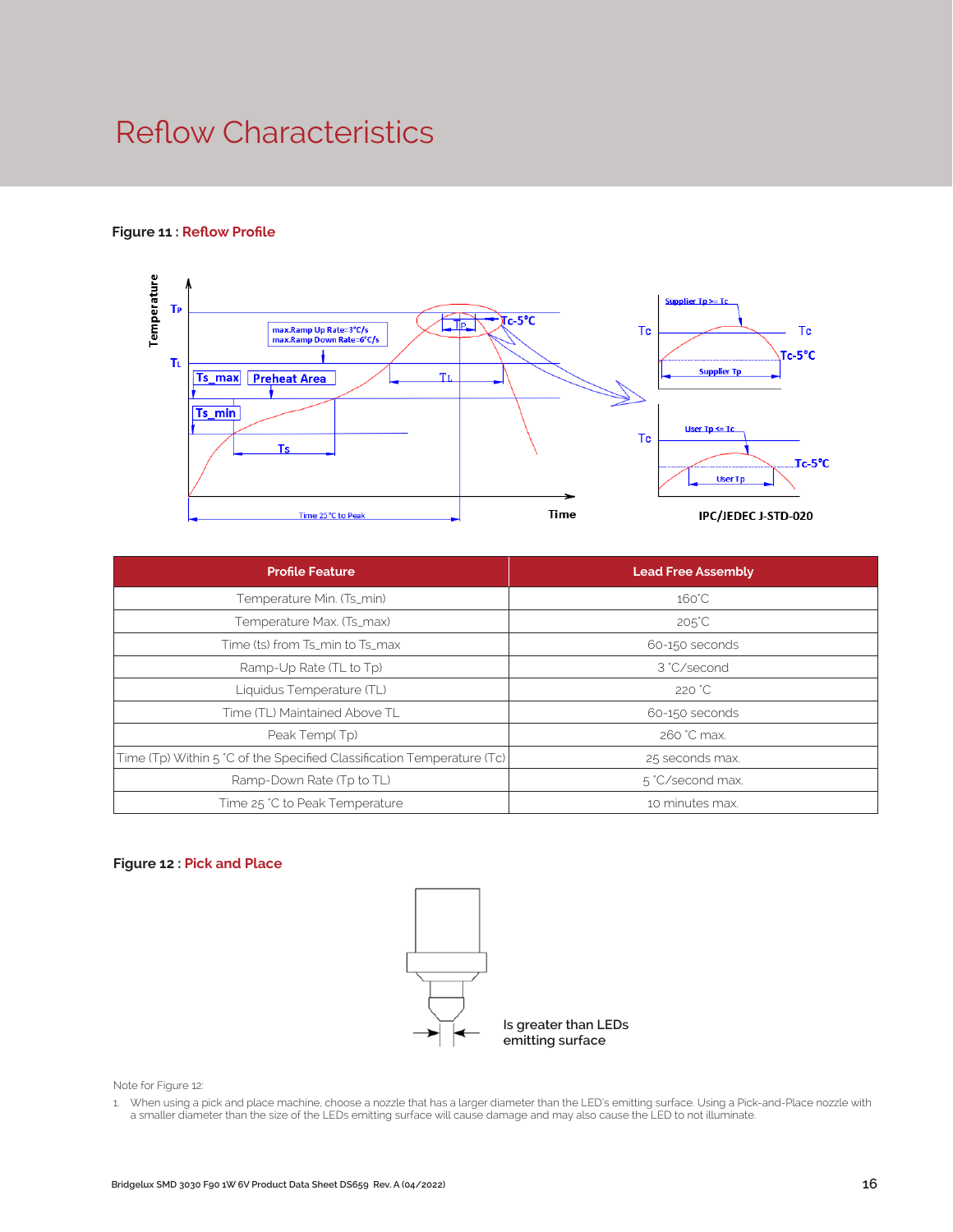# Reflow Characteristics

**Figure 11 : Reflow Profile**

| Profile Feature | Lead Free Assembly |
|---|---|
| Temperature Min. (Ts_min) | 160˚C |
| Temperature Max. (Ts_max) | 205˚C |
| Time (ts) from Ts_min to Ts_max | 60-150 seconds |
| Ramp-Up Rate (TL to Tp) | 3 ˚C/second |
| Liquidus Temperature (TL) | 220 ˚C |
| Time (TL) Maintained Above TL | 60-150 seconds |
| Peak Temp( Tp) | 260 ˚C max. |
| Time (Tp) Within 5 ˚C of the Specified Classification Temperature (Tc) | 25 seconds max. |
| Ramp-Down Rate (Tp to TL) | 5 ˚C/second max. |
| Time 25 ˚C to Peak Temperature | 10 minutes max. |

**Figure 12 : Pick and Place**

Note for Figure 12:

1. When using a pick and place machine, choose a nozzle that has a larger diameter than the LED's emitting surface. Using a Pick-and-Place nozzle with a smaller diameter than the size of the LEDs emitting surface will cause damage and may also cause the LED to not illuminate.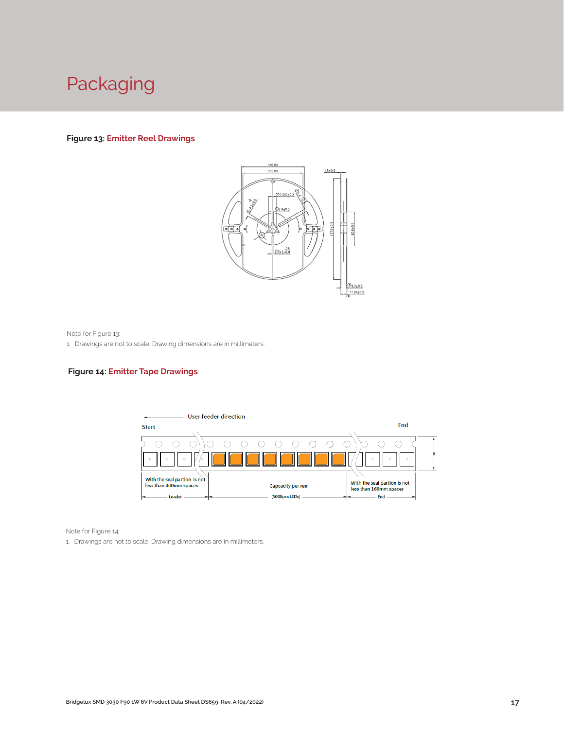# Packaging

**Figure 13: Emitter Reel Drawings**

Note for Figure 13:

1. Drawings are not to scale. Drawing dimensions are in millimeters.

**Figure 14: Emitter Tape Drawings**

Note for Figure 14:

1. Drawings are not to scale. Drawing dimensions are in millimeters.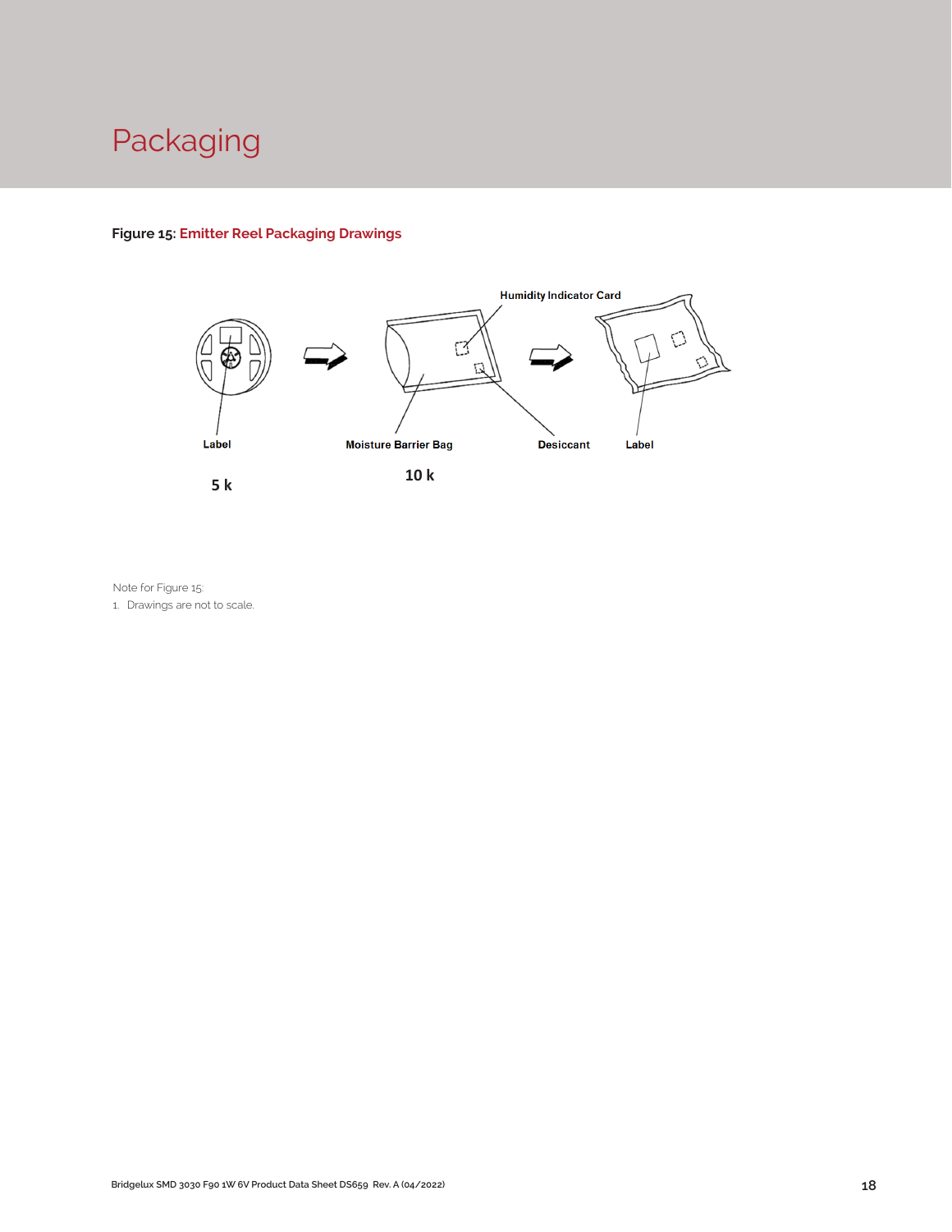# Packaging

**Figure 15: Emitter Reel Packaging Drawings**

Humidity Indicator Card

Label

Moisture Barrier Bag

Desiccant

Label

5 k

10 k

Note for Figure 15:

1. Drawings are not to scale.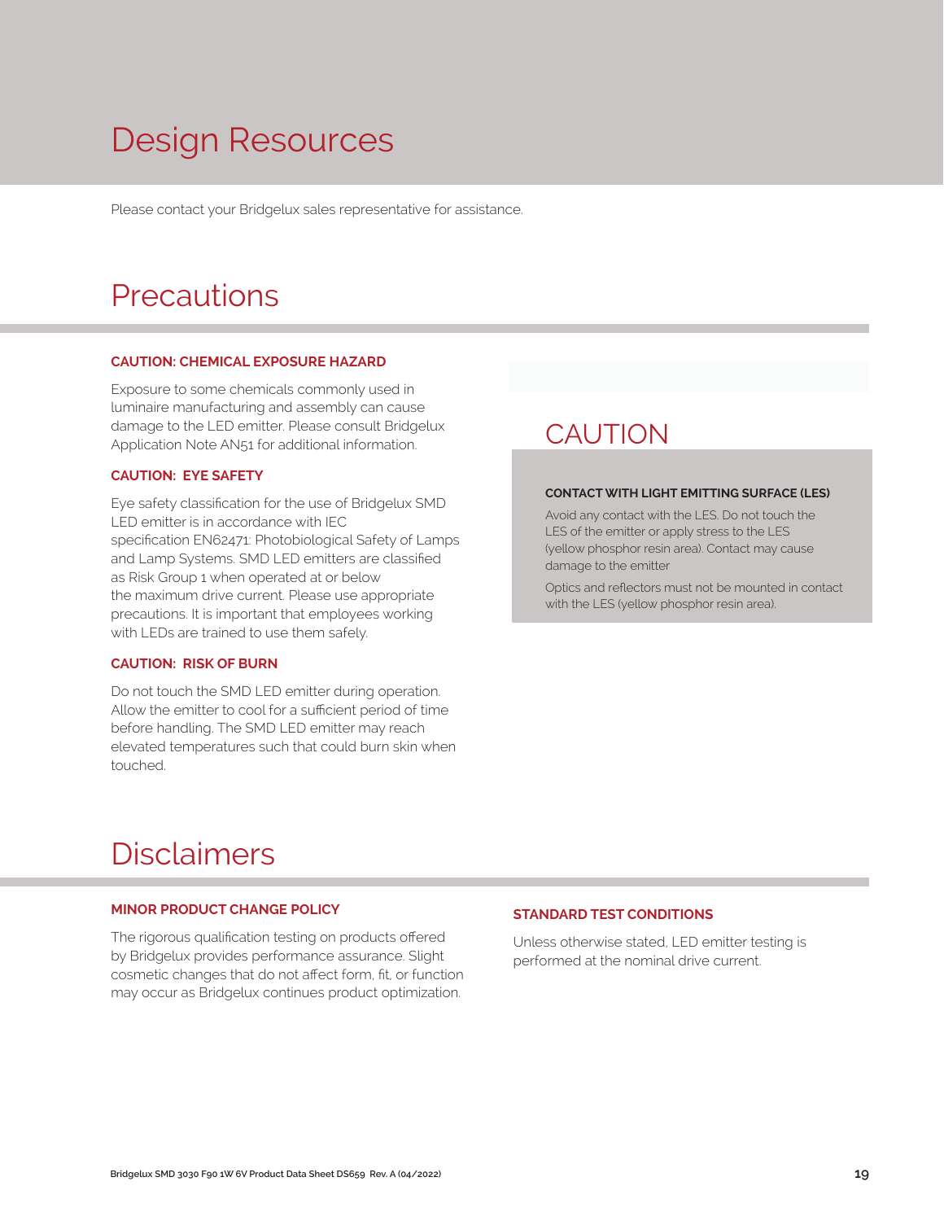# Design Resources

Please contact your Bridgelux sales representative for assistance.

# Precautions

**CAUTION: CHEMICAL EXPOSURE HAZARD**

Exposure to some chemicals commonly used in luminaire manufacturing and assembly can cause damage to the LED emitter. Please consult Bridgelux Application Note AN51 for additional information.

**CAUTION: EYE SAFETY**

Eye safety classification for the use of Bridgelux SMD LED emitter is in accordance with IEC specification EN62471: Photobiological Safety of Lamps and Lamp Systems. SMD LED emitters are classified as Risk Group 1 when operated at or below the maximum drive current. Please use appropriate precautions. It is important that employees working with LEDs are trained to use them safely.

**CAUTION: RISK OF BURN**

Do not touch the SMD LED emitter during operation. Allow the emitter to cool for a sufficient period of time before handling. The SMD LED emitter may reach elevated temperatures such that could burn skin when touched.

## CAUTION

**CONTACT WITH LIGHT EMITTING SURFACE (LES)**

Avoid any contact with the LES. Do not touch the LES of the emitter or apply stress to the LES (yellow phosphor resin area). Contact may cause damage to the emitter

Optics and reflectors must not be mounted in contact with the LES (yellow phosphor resin area).

# Disclaimers

**MINOR PRODUCT CHANGE POLICY**

The rigorous qualification testing on products offered by Bridgelux provides performance assurance. Slight cosmetic changes that do not affect form, fit, or function may occur as Bridgelux continues product optimization.

**STANDARD TEST CONDITIONS**

Unless otherwise stated, LED emitter testing is performed at the nominal drive current.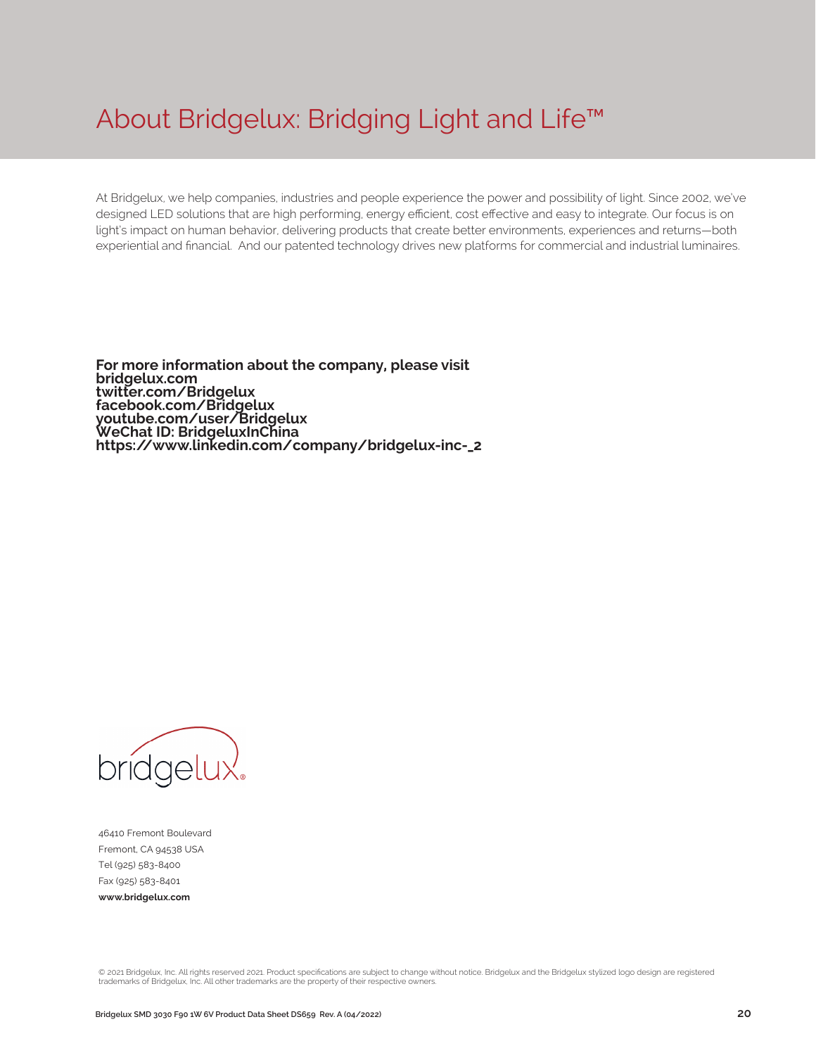# About Bridgelux: Bridging Light and Life™

At Bridgelux, we help companies, industries and people experience the power and possibility of light. Since 2002, we've designed LED solutions that are high performing, energy efficient, cost effective and easy to integrate. Our focus is on light's impact on human behavior, delivering products that create better environments, experiences and returns—both experiential and financial. And our patented technology drives new platforms for commercial and industrial luminaires.

**For more information about the company, please visit**
**bridgelux.com**
**twitter.com/Bridgelux**
**facebook.com/Bridgelux**
**youtube.com/user/Bridgelux**
**WeChat ID: BridgeluxInChina**
**https://www.linkedin.com/company/bridgelux-inc-_2**

bridgelux®

46410 Fremont Boulevard
Fremont, CA 94538 USA
Tel (925) 583-8400
Fax (925) 583-8401
**www.bridgelux.com**

© 2021 Bridgelux, Inc. All rights reserved 2021. Product specifications are subject to change without notice. Bridgelux and the Bridgelux stylized logo design are registered trademarks of Bridgelux, Inc. All other trademarks are the property of their respective owners.